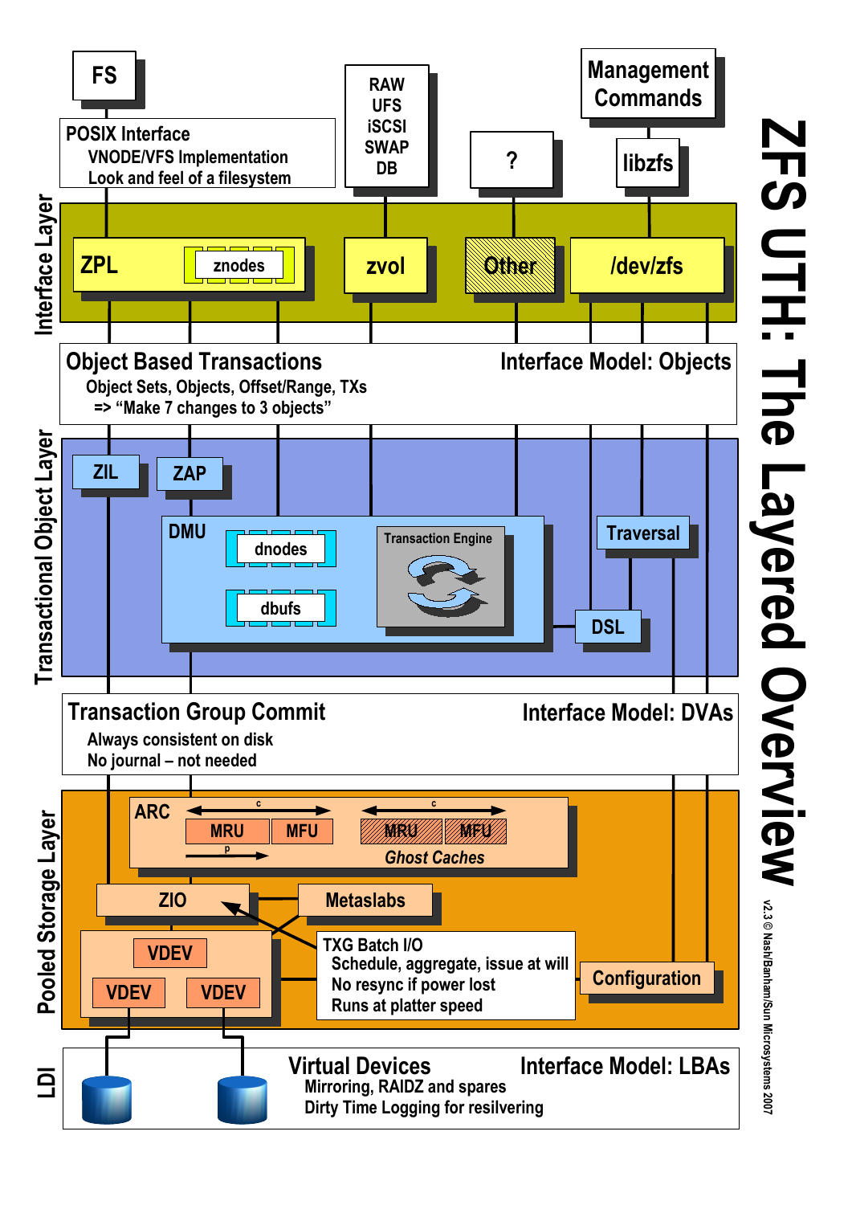# ZFS UTH: The Layered Overview

v2.3 © Nash/Banham/Sun Microsystems 2007

FS

POSIX Interface
VNODE/VFS Implementation
Look and feel of a filesystem

RAW
UFS
iSCSI
SWAP
DB

?

Management Commands

libzfs

## Interface Layer

ZPL — znodes

zvol

Other

/dev/zfs

**Object Based Transactions** — **Interface Model: Objects**

Object Sets, Objects, Offset/Range, TXs
=> "Make 7 changes to 3 objects"

## Transactional Object Layer

ZIL

ZAP

DMU — dnodes, dbufs

Transaction Engine

Traversal

DSL

**Transaction Group Commit** — **Interface Model: DVAs**

Always consistent on disk
No journal – not needed

## Pooled Storage Layer

ARC — MRU, MFU (c, p) — MRU, MFU (c) *Ghost Caches*

ZIO

Metaslabs

VDEV, VDEV, VDEV

TXG Batch I/O
Schedule, aggregate, issue at will
No resync if power lost
Runs at platter speed

Configuration

## LDI

**Virtual Devices** — **Interface Model: LBAs**

Mirroring, RAIDZ and spares
Dirty Time Logging for resilvering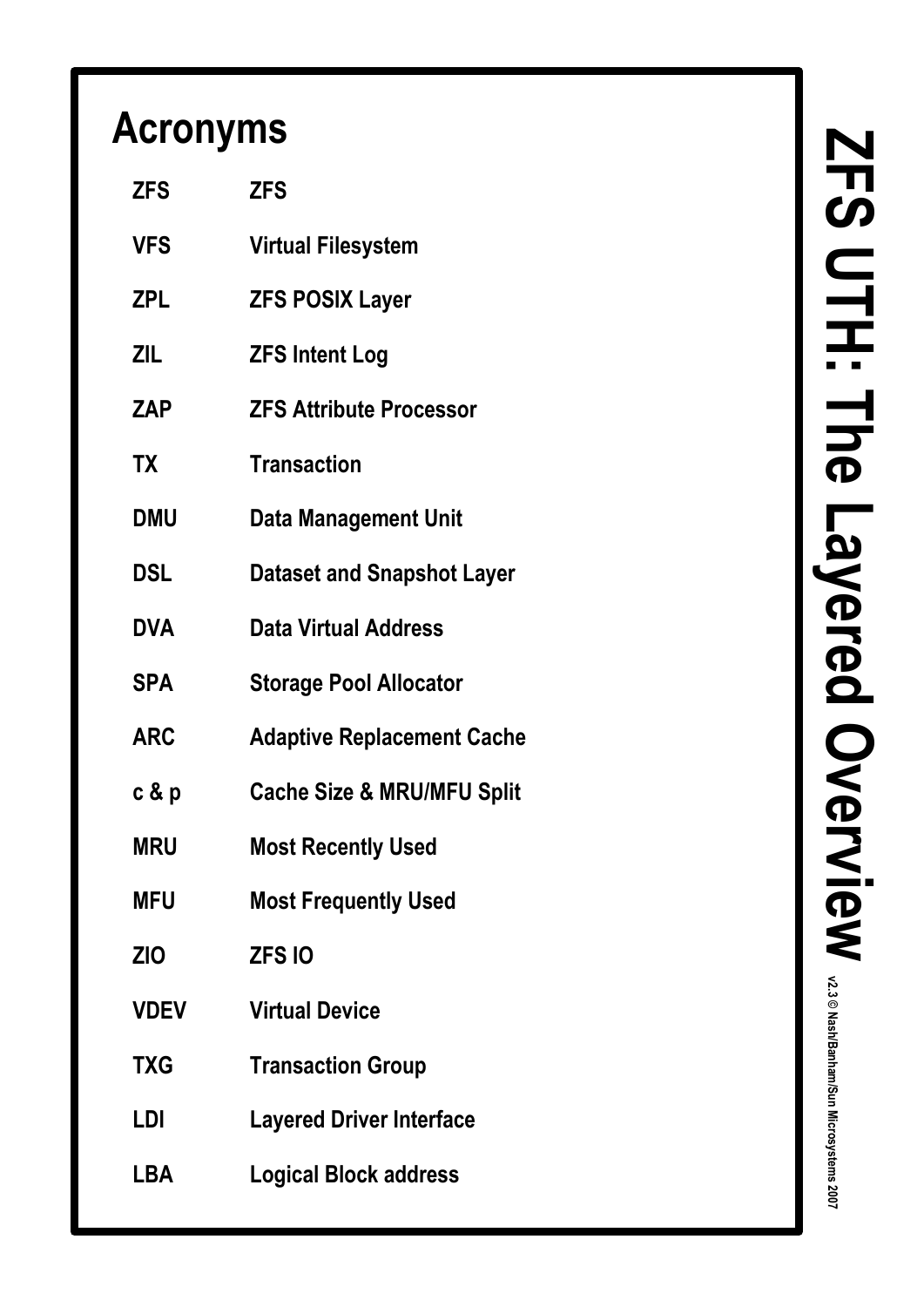## Acronyms

| | |
|---|---|
| ZFS | ZFS |
| VFS | Virtual Filesystem |
| ZPL | ZFS POSIX Layer |
| ZIL | ZFS Intent Log |
| ZAP | ZFS Attribute Processor |
| TX | Transaction |
| DMU | Data Management Unit |
| DSL | Dataset and Snapshot Layer |
| DVA | Data Virtual Address |
| SPA | Storage Pool Allocator |
| ARC | Adaptive Replacement Cache |
| c & p | Cache Size & MRU/MFU Split |
| MRU | Most Recently Used |
| MFU | Most Frequently Used |
| ZIO | ZFS IO |
| VDEV | Virtual Device |
| TXG | Transaction Group |
| LDI | Layered Driver Interface |
| LBA | Logical Block address |

# ZFS UTH: The Layered Overview

v2.3 © Nash/Banham/Sun Microsystems 2007